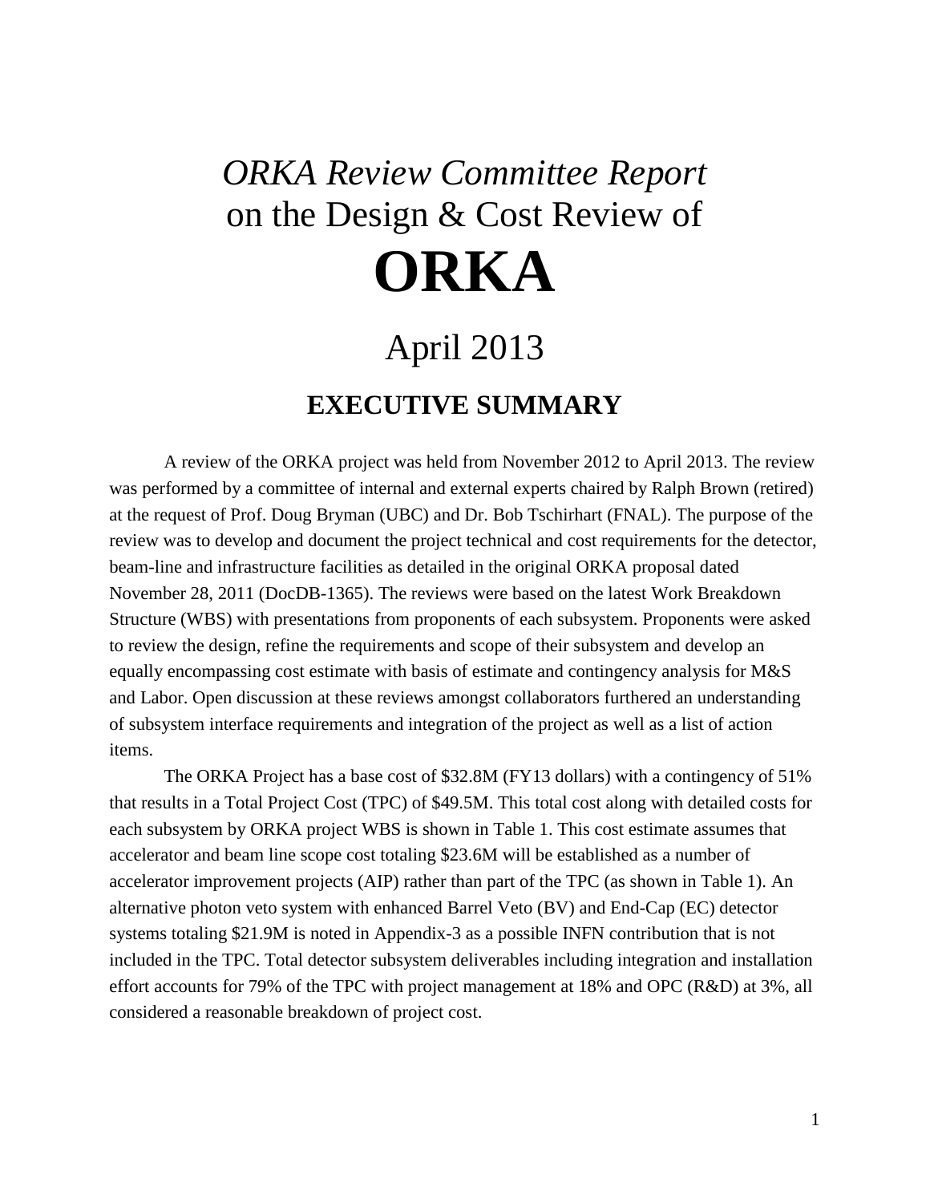# *ORKA Review Committee Report* on the Design & Cost Review of **ORKA**

## April 2013

## EXECUTIVE SUMMARY

A review of the ORKA project was held from November 2012 to April 2013. The review was performed by a committee of internal and external experts chaired by Ralph Brown (retired) at the request of Prof. Doug Bryman (UBC) and Dr. Bob Tschirhart (FNAL). The purpose of the review was to develop and document the project technical and cost requirements for the detector, beam-line and infrastructure facilities as detailed in the original ORKA proposal dated November 28, 2011 (DocDB-1365). The reviews were based on the latest Work Breakdown Structure (WBS) with presentations from proponents of each subsystem. Proponents were asked to review the design, refine the requirements and scope of their subsystem and develop an equally encompassing cost estimate with basis of estimate and contingency analysis for M&S and Labor. Open discussion at these reviews amongst collaborators furthered an understanding of subsystem interface requirements and integration of the project as well as a list of action items.

The ORKA Project has a base cost of $32.8M (FY13 dollars) with a contingency of 51% that results in a Total Project Cost (TPC) of $49.5M. This total cost along with detailed costs for each subsystem by ORKA project WBS is shown in Table 1. This cost estimate assumes that accelerator and beam line scope cost totaling $23.6M will be established as a number of accelerator improvement projects (AIP) rather than part of the TPC (as shown in Table 1). An alternative photon veto system with enhanced Barrel Veto (BV) and End-Cap (EC) detector systems totaling $21.9M is noted in Appendix-3 as a possible INFN contribution that is not included in the TPC. Total detector subsystem deliverables including integration and installation effort accounts for 79% of the TPC with project management at 18% and OPC (R&D) at 3%, all considered a reasonable breakdown of project cost.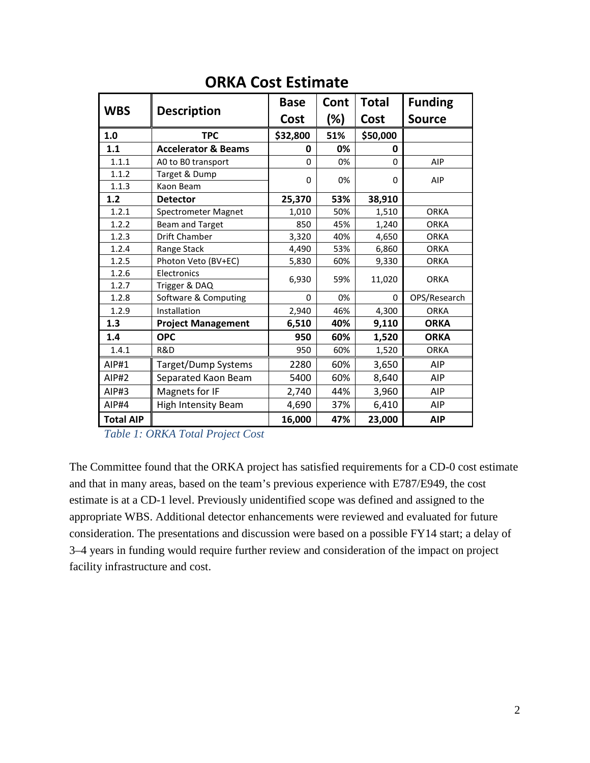## ORKA Cost Estimate

| WBS | Description | Base Cost | Cont (%) | Total Cost | Funding Source |
|---|---|---|---|---|---|
| **1.0** | **TPC** | **$32,800** | **51%** | **$50,000** | |
| **1.1** | **Accelerator & Beams** | **0** | **0%** | **0** | |
| 1.1.1 | A0 to B0 transport | 0 | 0% | 0 | AIP |
| 1.1.2 | Target & Dump | 0 | 0% | 0 | AIP |
| 1.1.3 | Kaon Beam | | | | |
| **1.2** | **Detector** | **25,370** | **53%** | **38,910** | |
| 1.2.1 | Spectrometer Magnet | 1,010 | 50% | 1,510 | ORKA |
| 1.2.2 | Beam and Target | 850 | 45% | 1,240 | ORKA |
| 1.2.3 | Drift Chamber | 3,320 | 40% | 4,650 | ORKA |
| 1.2.4 | Range Stack | 4,490 | 53% | 6,860 | ORKA |
| 1.2.5 | Photon Veto (BV+EC) | 5,830 | 60% | 9,330 | ORKA |
| 1.2.6 | Electronics | 6,930 | 59% | 11,020 | ORKA |
| 1.2.7 | Trigger & DAQ | | | | |
| 1.2.8 | Software & Computing | 0 | 0% | 0 | OPS/Research |
| 1.2.9 | Installation | 2,940 | 46% | 4,300 | ORKA |
| **1.3** | **Project Management** | **6,510** | **40%** | **9,110** | **ORKA** |
| **1.4** | **OPC** | **950** | **60%** | **1,520** | **ORKA** |
| 1.4.1 | R&D | 950 | 60% | 1,520 | ORKA |
| AIP#1 | Target/Dump Systems | 2280 | 60% | 3,650 | AIP |
| AIP#2 | Separated Kaon Beam | 5400 | 60% | 8,640 | AIP |
| AIP#3 | Magnets for IF | 2,740 | 44% | 3,960 | AIP |
| AIP#4 | High Intensity Beam | 4,690 | 37% | 6,410 | AIP |
| **Total AIP** | | **16,000** | **47%** | **23,000** | **AIP** |

*Table 1: ORKA Total Project Cost*

The Committee found that the ORKA project has satisfied requirements for a CD-0 cost estimate and that in many areas, based on the team's previous experience with E787/E949, the cost estimate is at a CD-1 level. Previously unidentified scope was defined and assigned to the appropriate WBS. Additional detector enhancements were reviewed and evaluated for future consideration. The presentations and discussion were based on a possible FY14 start; a delay of 3–4 years in funding would require further review and consideration of the impact on project facility infrastructure and cost.